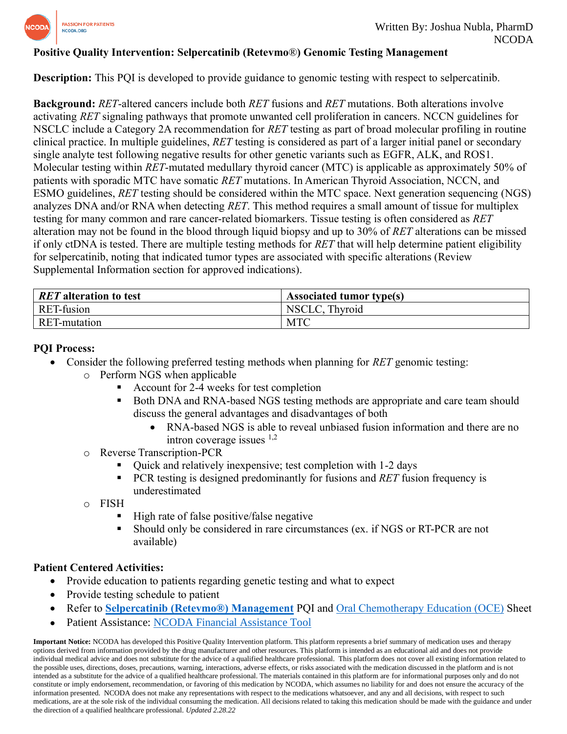Written By: Joshua Nubla, PharmD
NCODA

**Positive Quality Intervention: Selpercatinib (Retevmo®) Genomic Testing Management**

**Description:** This PQI is developed to provide guidance to genomic testing with respect to selpercatinib.

**Background:** *RET*-altered cancers include both *RET* fusions and *RET* mutations. Both alterations involve activating *RET* signaling pathways that promote unwanted cell proliferation in cancers. NCCN guidelines for NSCLC include a Category 2A recommendation for *RET* testing as part of broad molecular profiling in routine clinical practice. In multiple guidelines, *RET* testing is considered as part of a larger initial panel or secondary single analyte test following negative results for other genetic variants such as EGFR, ALK, and ROS1. Molecular testing within *RET*-mutated medullary thyroid cancer (MTC) is applicable as approximately 50% of patients with sporadic MTC have somatic *RET* mutations. In American Thyroid Association, NCCN, and ESMO guidelines, *RET* testing should be considered within the MTC space. Next generation sequencing (NGS) analyzes DNA and/or RNA when detecting *RET*. This method requires a small amount of tissue for multiplex testing for many common and rare cancer-related biomarkers. Tissue testing is often considered as *RET* alteration may not be found in the blood through liquid biopsy and up to 30% of *RET* alterations can be missed if only ctDNA is tested. There are multiple testing methods for *RET* that will help determine patient eligibility for selpercatinib, noting that indicated tumor types are associated with specific alterations (Review Supplemental Information section for approved indications).

| ***RET* alteration to test** | **Associated tumor type(s)** |
|---|---|
| RET-fusion | NSCLC, Thyroid |
| RET-mutation | MTC |

**PQI Process:**

- Consider the following preferred testing methods when planning for *RET* genomic testing:
  - Perform NGS when applicable
    - Account for 2-4 weeks for test completion
    - Both DNA and RNA-based NGS testing methods are appropriate and care team should discuss the general advantages and disadvantages of both
      - RNA-based NGS is able to reveal unbiased fusion information and there are no intron coverage issues [1,2]
  - Reverse Transcription-PCR
    - Quick and relatively inexpensive; test completion with 1-2 days
    - PCR testing is designed predominantly for fusions and *RET* fusion frequency is underestimated
  - FISH
    - High rate of false positive/false negative
    - Should only be considered in rare circumstances (ex. if NGS or RT-PCR are not available)

**Patient Centered Activities:**

- Provide education to patients regarding genetic testing and what to expect
- Provide testing schedule to patient
- Refer to **Selpercatinib (Retevmo®) Management** PQI and Oral Chemotherapy Education (OCE) Sheet
- Patient Assistance: NCODA Financial Assistance Tool

**Important Notice:** NCODA has developed this Positive Quality Intervention platform. This platform represents a brief summary of medication uses and therapy options derived from information provided by the drug manufacturer and other resources. This platform is intended as an educational aid and does not provide individual medical advice and does not substitute for the advice of a qualified healthcare professional. This platform does not cover all existing information related to the possible uses, directions, doses, precautions, warning, interactions, adverse effects, or risks associated with the medication discussed in the platform and is not intended as a substitute for the advice of a qualified healthcare professional. The materials contained in this platform are for informational purposes only and do not constitute or imply endorsement, recommendation, or favoring of this medication by NCODA, which assumes no liability for and does not ensure the accuracy of the information presented. NCODA does not make any representations with respect to the medications whatsoever, and any and all decisions, with respect to such medications, are at the sole risk of the individual consuming the medication. All decisions related to taking this medication should be made with the guidance and under the direction of a qualified healthcare professional. *Updated 2.28.22*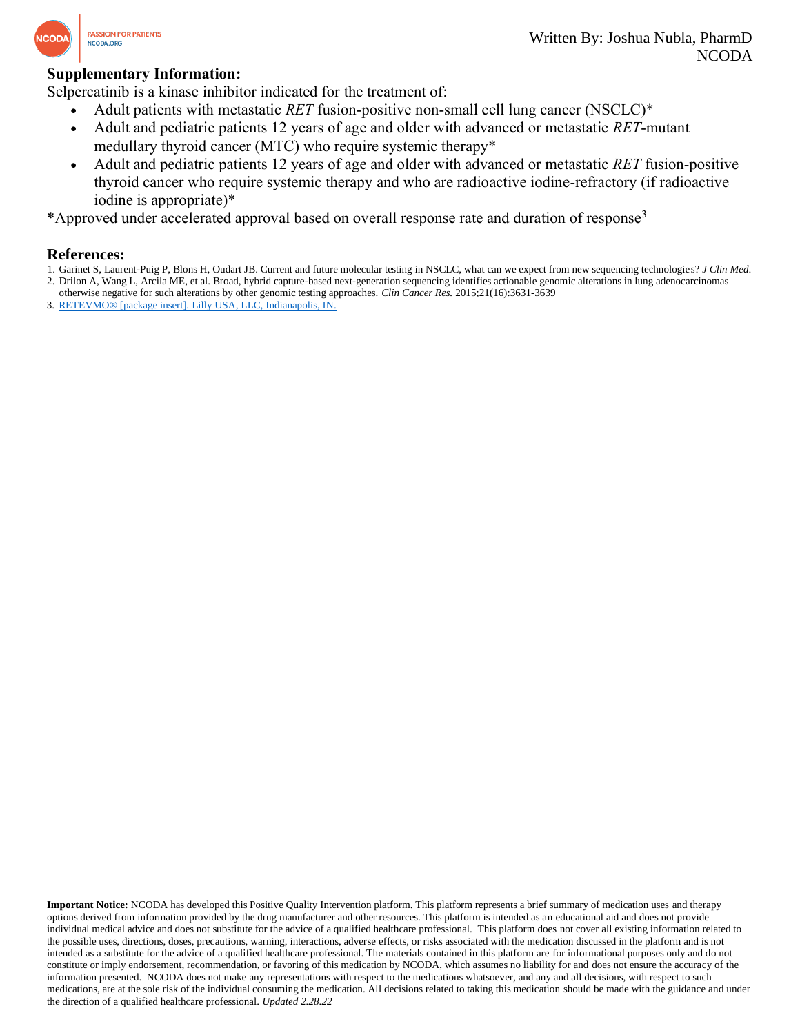**Supplementary Information:**

Selpercatinib is a kinase inhibitor indicated for the treatment of:

- Adult patients with metastatic *RET* fusion-positive non-small cell lung cancer (NSCLC)*
- Adult and pediatric patients 12 years of age and older with advanced or metastatic *RET*-mutant medullary thyroid cancer (MTC) who require systemic therapy*
- Adult and pediatric patients 12 years of age and older with advanced or metastatic *RET* fusion-positive thyroid cancer who require systemic therapy and who are radioactive iodine-refractory (if radioactive iodine is appropriate)*

*Approved under accelerated approval based on overall response rate and duration of response[3]

**References:**

1. Garinet S, Laurent-Puig P, Blons H, Oudart JB. Current and future molecular testing in NSCLC, what can we expect from new sequencing technologies? *J Clin Med.*
2. Drilon A, Wang L, Arcila ME, et al. Broad, hybrid capture-based next-generation sequencing identifies actionable genomic alterations in lung adenocarcinomas otherwise negative for such alterations by other genomic testing approaches. *Clin Cancer Res.* 2015;21(16):3631-3639
3. RETEVMO® [package insert]. Lilly USA, LLC, Indianapolis, IN.

**Important Notice:** NCODA has developed this Positive Quality Intervention platform. This platform represents a brief summary of medication uses and therapy options derived from information provided by the drug manufacturer and other resources. This platform is intended as an educational aid and does not provide individual medical advice and does not substitute for the advice of a qualified healthcare professional. This platform does not cover all existing information related to the possible uses, directions, doses, precautions, warning, interactions, adverse effects, or risks associated with the medication discussed in the platform and is not intended as a substitute for the advice of a qualified healthcare professional. The materials contained in this platform are for informational purposes only and do not constitute or imply endorsement, recommendation, or favoring of this medication by NCODA, which assumes no liability for and does not ensure the accuracy of the information presented. NCODA does not make any representations with respect to the medications whatsoever, and any and all decisions, with respect to such medications, are at the sole risk of the individual consuming the medication. All decisions related to taking this medication should be made with the guidance and under the direction of a qualified healthcare professional. *Updated 2.28.22*